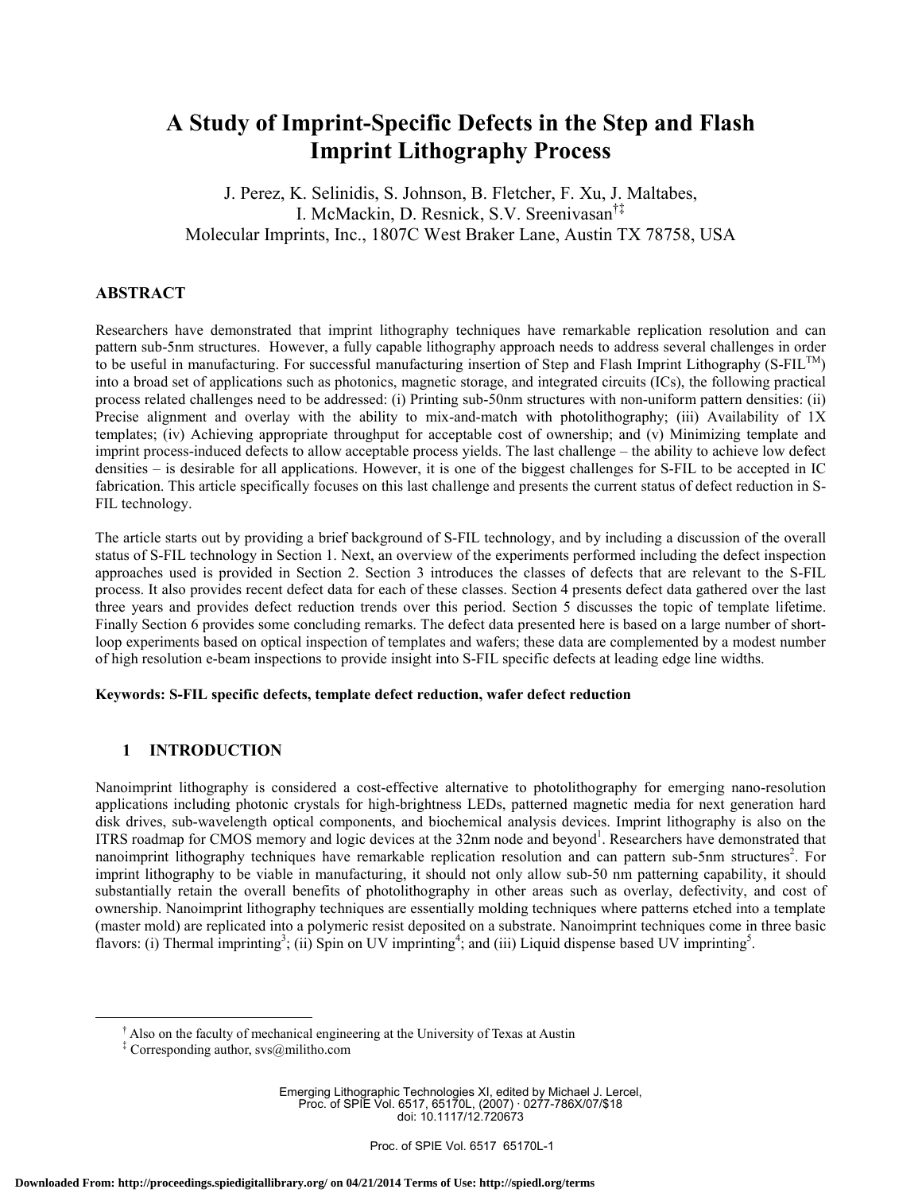# A Study of Imprint-Specific Defects in the Step and Flash Imprint Lithography Process

J. Perez, K. Selinidis, S. Johnson, B. Fletcher, F. Xu, J. Maltabes, I. McMackin, D. Resnick, S.V. Sreenivasan[†‡]

Molecular Imprints, Inc., 1807C West Braker Lane, Austin TX 78758, USA

## ABSTRACT

Researchers have demonstrated that imprint lithography techniques have remarkable replication resolution and can pattern sub-5nm structures. However, a fully capable lithography approach needs to address several challenges in order to be useful in manufacturing. For successful manufacturing insertion of Step and Flash Imprint Lithography (S-FIL™) into a broad set of applications such as photonics, magnetic storage, and integrated circuits (ICs), the following practical process related challenges need to be addressed: (i) Printing sub-50nm structures with non-uniform pattern densities: (ii) Precise alignment and overlay with the ability to mix-and-match with photolithography; (iii) Availability of 1X templates; (iv) Achieving appropriate throughput for acceptable cost of ownership; and (v) Minimizing template and imprint process-induced defects to allow acceptable process yields. The last challenge – the ability to achieve low defect densities – is desirable for all applications. However, it is one of the biggest challenges for S-FIL to be accepted in IC fabrication. This article specifically focuses on this last challenge and presents the current status of defect reduction in S-FIL technology.

The article starts out by providing a brief background of S-FIL technology, and by including a discussion of the overall status of S-FIL technology in Section 1. Next, an overview of the experiments performed including the defect inspection approaches used is provided in Section 2. Section 3 introduces the classes of defects that are relevant to the S-FIL process. It also provides recent defect data for each of these classes. Section 4 presents defect data gathered over the last three years and provides defect reduction trends over this period. Section 5 discusses the topic of template lifetime. Finally Section 6 provides some concluding remarks. The defect data presented here is based on a large number of short-loop experiments based on optical inspection of templates and wafers; these data are complemented by a modest number of high resolution e-beam inspections to provide insight into S-FIL specific defects at leading edge line widths.

**Keywords: S-FIL specific defects, template defect reduction, wafer defect reduction**

## 1 INTRODUCTION

Nanoimprint lithography is considered a cost-effective alternative to photolithography for emerging nano-resolution applications including photonic crystals for high-brightness LEDs, patterned magnetic media for next generation hard disk drives, sub-wavelength optical components, and biochemical analysis devices. Imprint lithography is also on the ITRS roadmap for CMOS memory and logic devices at the 32nm node and beyond[1]. Researchers have demonstrated that nanoimprint lithography techniques have remarkable replication resolution and can pattern sub-5nm structures[2]. For imprint lithography to be viable in manufacturing, it should not only allow sub-50 nm patterning capability, it should substantially retain the overall benefits of photolithography in other areas such as overlay, defectivity, and cost of ownership. Nanoimprint lithography techniques are essentially molding techniques where patterns etched into a template (master mold) are replicated into a polymeric resist deposited on a substrate. Nanoimprint techniques come in three basic flavors: (i) Thermal imprinting[3]; (ii) Spin on UV imprinting[4]; and (iii) Liquid dispense based UV imprinting[5].

[†] Also on the faculty of mechanical engineering at the University of Texas at Austin

[‡] Corresponding author, svs@militho.com

Emerging Lithographic Technologies XI, edited by Michael J. Lercel, Proc. of SPIE Vol. 6517, 65170L, (2007) · 0277-786X/07/$18 doi: 10.1117/12.720673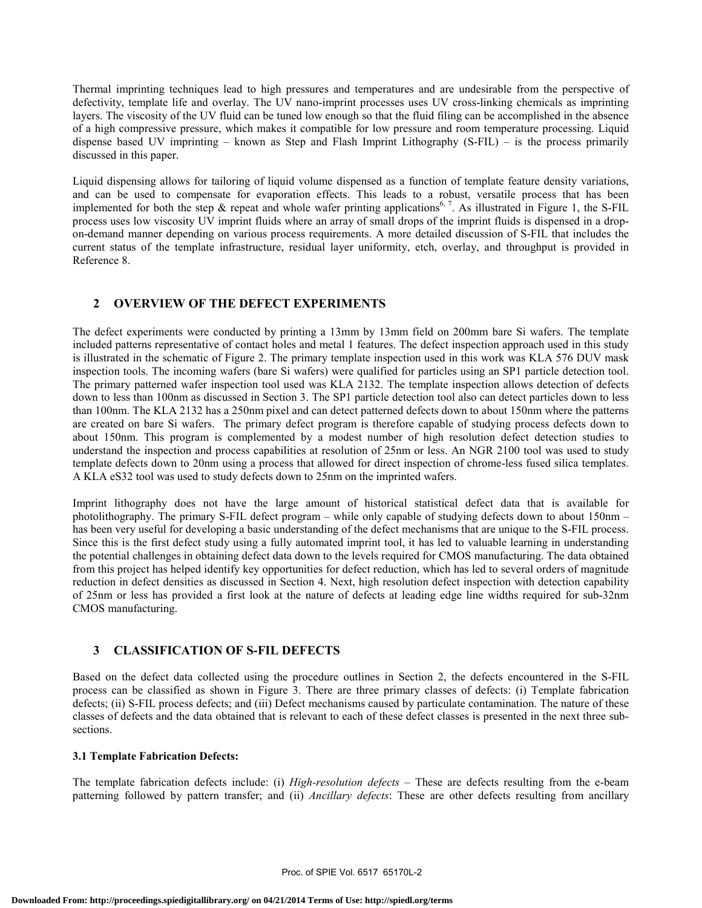Thermal imprinting techniques lead to high pressures and temperatures and are undesirable from the perspective of defectivity, template life and overlay. The UV nano-imprint processes uses UV cross-linking chemicals as imprinting layers. The viscosity of the UV fluid can be tuned low enough so that the fluid filing can be accomplished in the absence of a high compressive pressure, which makes it compatible for low pressure and room temperature processing. Liquid dispense based UV imprinting – known as Step and Flash Imprint Lithography (S-FIL) – is the process primarily discussed in this paper.

Liquid dispensing allows for tailoring of liquid volume dispensed as a function of template feature density variations, and can be used to compensate for evaporation effects. This leads to a robust, versatile process that has been implemented for both the step & repeat and whole wafer printing applications[6, 7]. As illustrated in Figure 1, the S-FIL process uses low viscosity UV imprint fluids where an array of small drops of the imprint fluids is dispensed in a drop-on-demand manner depending on various process requirements. A more detailed discussion of S-FIL that includes the current status of the template infrastructure, residual layer uniformity, etch, overlay, and throughput is provided in Reference 8.

## 2 OVERVIEW OF THE DEFECT EXPERIMENTS

The defect experiments were conducted by printing a 13mm by 13mm field on 200mm bare Si wafers. The template included patterns representative of contact holes and metal 1 features. The defect inspection approach used in this study is illustrated in the schematic of Figure 2. The primary template inspection used in this work was KLA 576 DUV mask inspection tools. The incoming wafers (bare Si wafers) were qualified for particles using an SP1 particle detection tool. The primary patterned wafer inspection tool used was KLA 2132. The template inspection allows detection of defects down to less than 100nm as discussed in Section 3. The SP1 particle detection tool also can detect particles down to less than 100nm. The KLA 2132 has a 250nm pixel and can detect patterned defects down to about 150nm where the patterns are created on bare Si wafers. The primary defect program is therefore capable of studying process defects down to about 150nm. This program is complemented by a modest number of high resolution defect detection studies to understand the inspection and process capabilities at resolution of 25nm or less. An NGR 2100 tool was used to study template defects down to 20nm using a process that allowed for direct inspection of chrome-less fused silica templates. A KLA eS32 tool was used to study defects down to 25nm on the imprinted wafers.

Imprint lithography does not have the large amount of historical statistical defect data that is available for photolithography. The primary S-FIL defect program – while only capable of studying defects down to about 150nm – has been very useful for developing a basic understanding of the defect mechanisms that are unique to the S-FIL process. Since this is the first defect study using a fully automated imprint tool, it has led to valuable learning in understanding the potential challenges in obtaining defect data down to the levels required for CMOS manufacturing. The data obtained from this project has helped identify key opportunities for defect reduction, which has led to several orders of magnitude reduction in defect densities as discussed in Section 4. Next, high resolution defect inspection with detection capability of 25nm or less has provided a first look at the nature of defects at leading edge line widths required for sub-32nm CMOS manufacturing.

## 3 CLASSIFICATION OF S-FIL DEFECTS

Based on the defect data collected using the procedure outlines in Section 2, the defects encountered in the S-FIL process can be classified as shown in Figure 3. There are three primary classes of defects: (i) Template fabrication defects; (ii) S-FIL process defects; and (iii) Defect mechanisms caused by particulate contamination. The nature of these classes of defects and the data obtained that is relevant to each of these defect classes is presented in the next three sub-sections.

### 3.1 Template Fabrication Defects:

The template fabrication defects include: (i) *High-resolution defects* – These are defects resulting from the e-beam patterning followed by pattern transfer; and (ii) *Ancillary defects*: These are other defects resulting from ancillary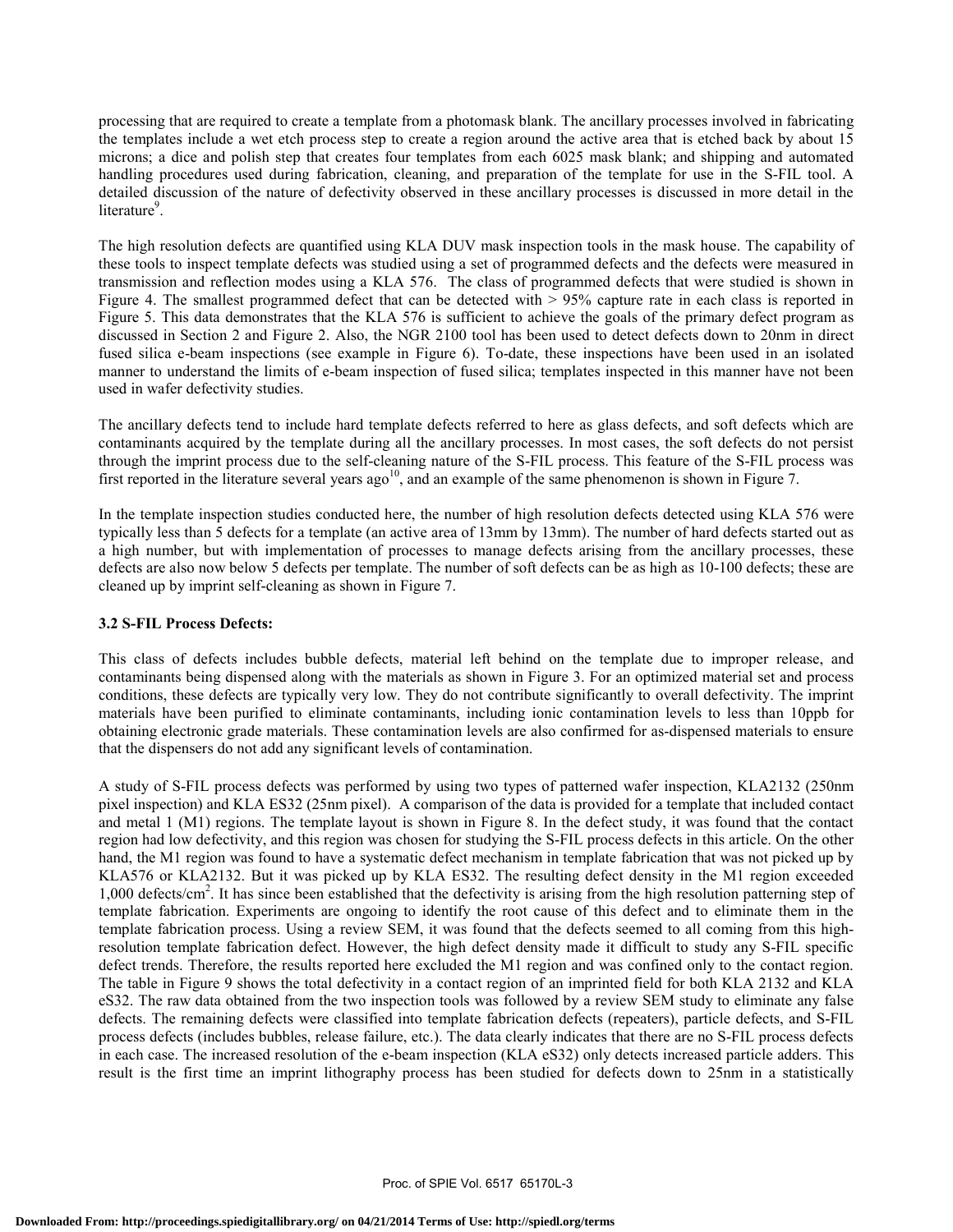processing that are required to create a template from a photomask blank. The ancillary processes involved in fabricating the templates include a wet etch process step to create a region around the active area that is etched back by about 15 microns; a dice and polish step that creates four templates from each 6025 mask blank; and shipping and automated handling procedures used during fabrication, cleaning, and preparation of the template for use in the S-FIL tool. A detailed discussion of the nature of defectivity observed in these ancillary processes is discussed in more detail in the literature[9].

The high resolution defects are quantified using KLA DUV mask inspection tools in the mask house. The capability of these tools to inspect template defects was studied using a set of programmed defects and the defects were measured in transmission and reflection modes using a KLA 576. The class of programmed defects that were studied is shown in Figure 4. The smallest programmed defect that can be detected with > 95% capture rate in each class is reported in Figure 5. This data demonstrates that the KLA 576 is sufficient to achieve the goals of the primary defect program as discussed in Section 2 and Figure 2. Also, the NGR 2100 tool has been used to detect defects down to 20nm in direct fused silica e-beam inspections (see example in Figure 6). To-date, these inspections have been used in an isolated manner to understand the limits of e-beam inspection of fused silica; templates inspected in this manner have not been used in wafer defectivity studies.

The ancillary defects tend to include hard template defects referred to here as glass defects, and soft defects which are contaminants acquired by the template during all the ancillary processes. In most cases, the soft defects do not persist through the imprint process due to the self-cleaning nature of the S-FIL process. This feature of the S-FIL process was first reported in the literature several years ago[10], and an example of the same phenomenon is shown in Figure 7.

In the template inspection studies conducted here, the number of high resolution defects detected using KLA 576 were typically less than 5 defects for a template (an active area of 13mm by 13mm). The number of hard defects started out as a high number, but with implementation of processes to manage defects arising from the ancillary processes, these defects are also now below 5 defects per template. The number of soft defects can be as high as 10-100 defects; these are cleaned up by imprint self-cleaning as shown in Figure 7.

### 3.2 S-FIL Process Defects:

This class of defects includes bubble defects, material left behind on the template due to improper release, and contaminants being dispensed along with the materials as shown in Figure 3. For an optimized material set and process conditions, these defects are typically very low. They do not contribute significantly to overall defectivity. The imprint materials have been purified to eliminate contaminants, including ionic contamination levels to less than 10ppb for obtaining electronic grade materials. These contamination levels are also confirmed for as-dispensed materials to ensure that the dispensers do not add any significant levels of contamination.

A study of S-FIL process defects was performed by using two types of patterned wafer inspection, KLA2132 (250nm pixel inspection) and KLA ES32 (25nm pixel). A comparison of the data is provided for a template that included contact and metal 1 (M1) regions. The template layout is shown in Figure 8. In the defect study, it was found that the contact region had low defectivity, and this region was chosen for studying the S-FIL process defects in this article. On the other hand, the M1 region was found to have a systematic defect mechanism in template fabrication that was not picked up by KLA576 or KLA2132. But it was picked up by KLA ES32. The resulting defect density in the M1 region exceeded 1,000 defects/cm$^2$. It has since been established that the defectivity is arising from the high resolution patterning step of template fabrication. Experiments are ongoing to identify the root cause of this defect and to eliminate them in the template fabrication process. Using a review SEM, it was found that the defects seemed to all coming from this high-resolution template fabrication defect. However, the high defect density made it difficult to study any S-FIL specific defect trends. Therefore, the results reported here excluded the M1 region and was confined only to the contact region. The table in Figure 9 shows the total defectivity in a contact region of an imprinted field for both KLA 2132 and KLA eS32. The raw data obtained from the two inspection tools was followed by a review SEM study to eliminate any false defects. The remaining defects were classified into template fabrication defects (repeaters), particle defects, and S-FIL process defects (includes bubbles, release failure, etc.). The data clearly indicates that there are no S-FIL process defects in each case. The increased resolution of the e-beam inspection (KLA eS32) only detects increased particle adders. This result is the first time an imprint lithography process has been studied for defects down to 25nm in a statistically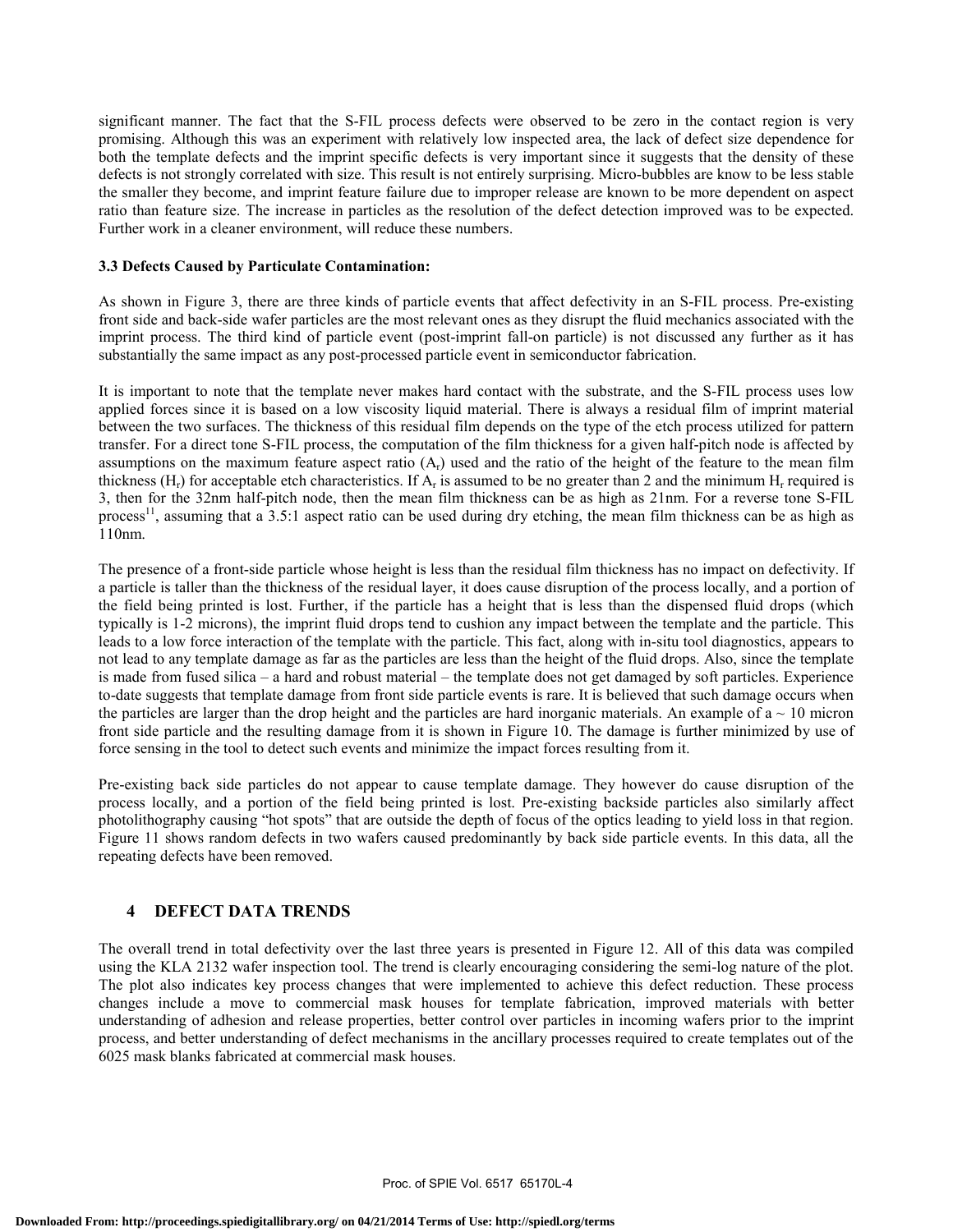significant manner. The fact that the S-FIL process defects were observed to be zero in the contact region is very promising. Although this was an experiment with relatively low inspected area, the lack of defect size dependence for both the template defects and the imprint specific defects is very important since it suggests that the density of these defects is not strongly correlated with size. This result is not entirely surprising. Micro-bubbles are know to be less stable the smaller they become, and imprint feature failure due to improper release are known to be more dependent on aspect ratio than feature size. The increase in particles as the resolution of the defect detection improved was to be expected. Further work in a cleaner environment, will reduce these numbers.

### 3.3 Defects Caused by Particulate Contamination:

As shown in Figure 3, there are three kinds of particle events that affect defectivity in an S-FIL process. Pre-existing front side and back-side wafer particles are the most relevant ones as they disrupt the fluid mechanics associated with the imprint process. The third kind of particle event (post-imprint fall-on particle) is not discussed any further as it has substantially the same impact as any post-processed particle event in semiconductor fabrication.

It is important to note that the template never makes hard contact with the substrate, and the S-FIL process uses low applied forces since it is based on a low viscosity liquid material. There is always a residual film of imprint material between the two surfaces. The thickness of this residual film depends on the type of the etch process utilized for pattern transfer. For a direct tone S-FIL process, the computation of the film thickness for a given half-pitch node is affected by assumptions on the maximum feature aspect ratio ($A_r$) used and the ratio of the height of the feature to the mean film thickness ($H_r$) for acceptable etch characteristics. If $A_r$ is assumed to be no greater than 2 and the minimum $H_r$ required is 3, then for the 32nm half-pitch node, then the mean film thickness can be as high as 21nm. For a reverse tone S-FIL process[11], assuming that a 3.5:1 aspect ratio can be used during dry etching, the mean film thickness can be as high as 110nm.

The presence of a front-side particle whose height is less than the residual film thickness has no impact on defectivity. If a particle is taller than the thickness of the residual layer, it does cause disruption of the process locally, and a portion of the field being printed is lost. Further, if the particle has a height that is less than the dispensed fluid drops (which typically is 1-2 microns), the imprint fluid drops tend to cushion any impact between the template and the particle. This leads to a low force interaction of the template with the particle. This fact, along with in-situ tool diagnostics, appears to not lead to any template damage as far as the particles are less than the height of the fluid drops. Also, since the template is made from fused silica – a hard and robust material – the template does not get damaged by soft particles. Experience to-date suggests that template damage from front side particle events is rare. It is believed that such damage occurs when the particles are larger than the drop height and the particles are hard inorganic materials. An example of a ~ 10 micron front side particle and the resulting damage from it is shown in Figure 10. The damage is further minimized by use of force sensing in the tool to detect such events and minimize the impact forces resulting from it.

Pre-existing back side particles do not appear to cause template damage. They however do cause disruption of the process locally, and a portion of the field being printed is lost. Pre-existing backside particles also similarly affect photolithography causing "hot spots" that are outside the depth of focus of the optics leading to yield loss in that region. Figure 11 shows random defects in two wafers caused predominantly by back side particle events. In this data, all the repeating defects have been removed.

## 4 DEFECT DATA TRENDS

The overall trend in total defectivity over the last three years is presented in Figure 12. All of this data was compiled using the KLA 2132 wafer inspection tool. The trend is clearly encouraging considering the semi-log nature of the plot. The plot also indicates key process changes that were implemented to achieve this defect reduction. These process changes include a move to commercial mask houses for template fabrication, improved materials with better understanding of adhesion and release properties, better control over particles in incoming wafers prior to the imprint process, and better understanding of defect mechanisms in the ancillary processes required to create templates out of the 6025 mask blanks fabricated at commercial mask houses.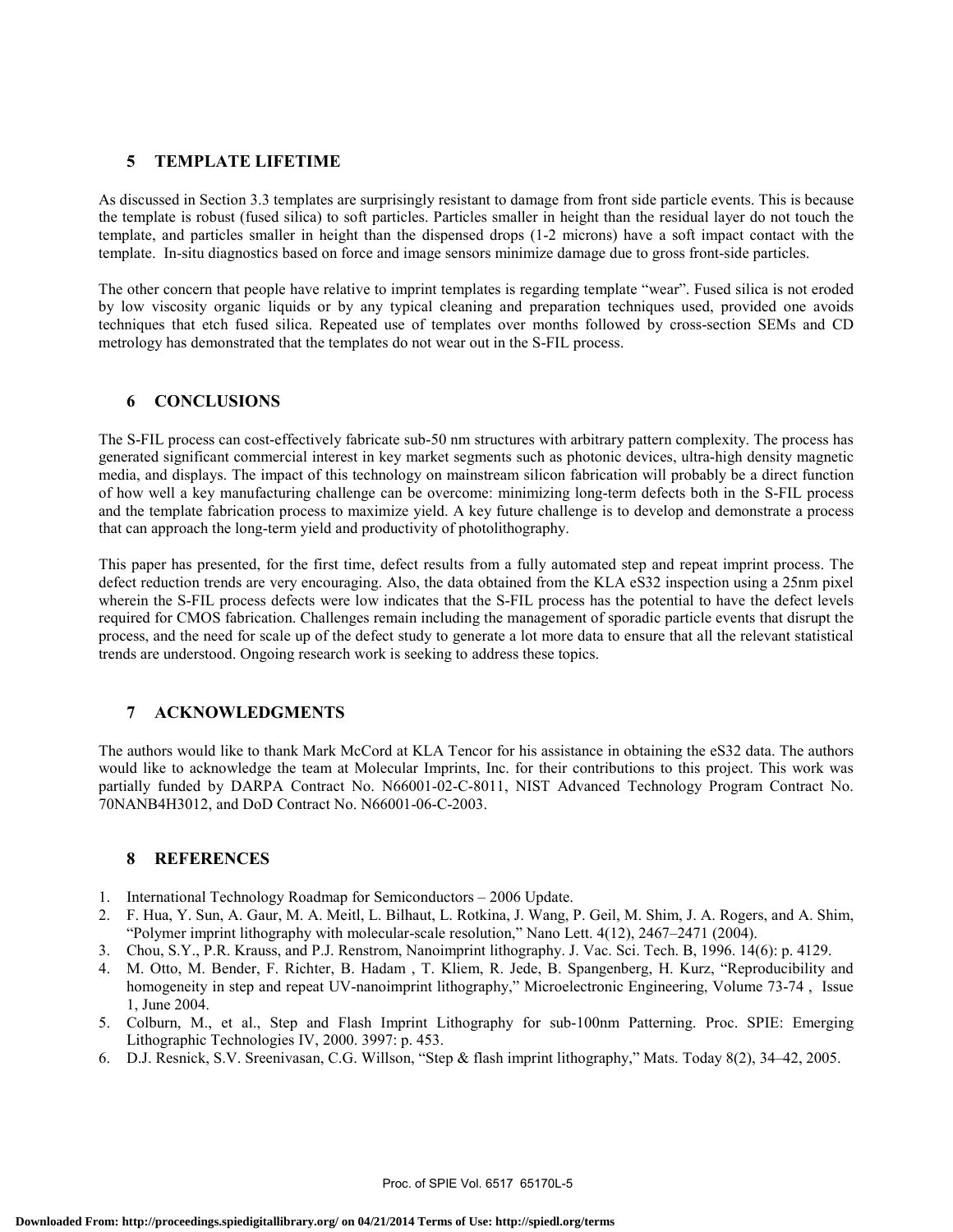## 5 TEMPLATE LIFETIME

As discussed in Section 3.3 templates are surprisingly resistant to damage from front side particle events. This is because the template is robust (fused silica) to soft particles. Particles smaller in height than the residual layer do not touch the template, and particles smaller in height than the dispensed drops (1-2 microns) have a soft impact contact with the template. In-situ diagnostics based on force and image sensors minimize damage due to gross front-side particles.

The other concern that people have relative to imprint templates is regarding template "wear". Fused silica is not eroded by low viscosity organic liquids or by any typical cleaning and preparation techniques used, provided one avoids techniques that etch fused silica. Repeated use of templates over months followed by cross-section SEMs and CD metrology has demonstrated that the templates do not wear out in the S-FIL process.

## 6 CONCLUSIONS

The S-FIL process can cost-effectively fabricate sub-50 nm structures with arbitrary pattern complexity. The process has generated significant commercial interest in key market segments such as photonic devices, ultra-high density magnetic media, and displays. The impact of this technology on mainstream silicon fabrication will probably be a direct function of how well a key manufacturing challenge can be overcome: minimizing long-term defects both in the S-FIL process and the template fabrication process to maximize yield. A key future challenge is to develop and demonstrate a process that can approach the long-term yield and productivity of photolithography.

This paper has presented, for the first time, defect results from a fully automated step and repeat imprint process. The defect reduction trends are very encouraging. Also, the data obtained from the KLA eS32 inspection using a 25nm pixel wherein the S-FIL process defects were low indicates that the S-FIL process has the potential to have the defect levels required for CMOS fabrication. Challenges remain including the management of sporadic particle events that disrupt the process, and the need for scale up of the defect study to generate a lot more data to ensure that all the relevant statistical trends are understood. Ongoing research work is seeking to address these topics.

## 7 ACKNOWLEDGMENTS

The authors would like to thank Mark McCord at KLA Tencor for his assistance in obtaining the eS32 data. The authors would like to acknowledge the team at Molecular Imprints, Inc. for their contributions to this project. This work was partially funded by DARPA Contract No. N66001-02-C-8011, NIST Advanced Technology Program Contract No. 70NANB4H3012, and DoD Contract No. N66001-06-C-2003.

## 8 REFERENCES

1. International Technology Roadmap for Semiconductors – 2006 Update.
2. F. Hua, Y. Sun, A. Gaur, M. A. Meitl, L. Bilhaut, L. Rotkina, J. Wang, P. Geil, M. Shim, J. A. Rogers, and A. Shim, "Polymer imprint lithography with molecular-scale resolution," Nano Lett. 4(12), 2467–2471 (2004).
3. Chou, S.Y., P.R. Krauss, and P.J. Renstrom, Nanoimprint lithography. J. Vac. Sci. Tech. B, 1996. 14(6): p. 4129.
4. M. Otto, M. Bender, F. Richter, B. Hadam , T. Kliem, R. Jede, B. Spangenberg, H. Kurz, "Reproducibility and homogeneity in step and repeat UV-nanoimprint lithography," Microelectronic Engineering, Volume 73-74 , Issue 1, June 2004.
5. Colburn, M., et al., Step and Flash Imprint Lithography for sub-100nm Patterning. Proc. SPIE: Emerging Lithographic Technologies IV, 2000. 3997: p. 453.
6. D.J. Resnick, S.V. Sreenivasan, C.G. Willson, "Step & flash imprint lithography," Mats. Today 8(2), 34–42, 2005.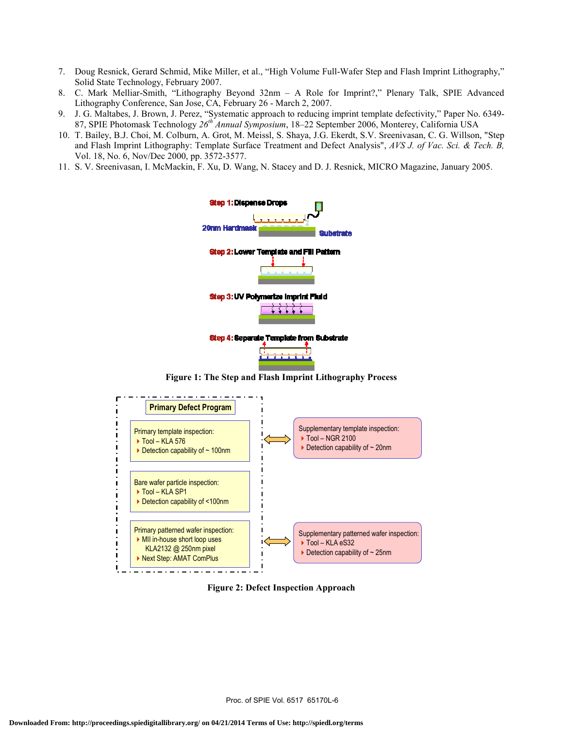7. Doug Resnick, Gerard Schmid, Mike Miller, et al., "High Volume Full-Wafer Step and Flash Imprint Lithography," Solid State Technology, February 2007.
8. C. Mark Melliar-Smith, "Lithography Beyond 32nm – A Role for Imprint?," Plenary Talk, SPIE Advanced Lithography Conference, San Jose, CA, February 26 - March 2, 2007.
9. J. G. Maltabes, J. Brown, J. Perez, "Systematic approach to reducing imprint template defectivity," Paper No. 6349-87, SPIE Photomask Technology 26th *Annual Symposium*, 18–22 September 2006, Monterey, California USA
10. T. Bailey, B.J. Choi, M. Colburn, A. Grot, M. Meissl, S. Shaya, J.G. Ekerdt, S.V. Sreenivasan, C. G. Willson, "Step and Flash Imprint Lithography: Template Surface Treatment and Defect Analysis", *AVS J. of Vac. Sci. & Tech. B,* Vol. 18, No. 6, Nov/Dec 2000, pp. 3572-3577.
11. S. V. Sreenivasan, I. McMackin, F. Xu, D. Wang, N. Stacey and D. J. Resnick, MICRO Magazine, January 2005.

Step 1: Dispense Drops

20nm Hardmask

Substrate

Step 2: Lower Template and Fill Pattern

Step 3: UV Polymerize Imprint Fluid

Step 4: Separate Template from Substrate

**Figure 1: The Step and Flash Imprint Lithography Process**

**Primary Defect Program**

Primary template inspection:
- Tool – KLA 576
- Detection capability of ~ 100nm

Bare wafer particle inspection:
- Tool – KLA SP1
- Detection capability of <100nm

Primary patterned wafer inspection:
- MII in-house short loop uses KLA2132 @ 250nm pixel
- Next Step: AMAT ComPlus

Supplementary template inspection:
- Tool – NGR 2100
- Detection capability of ~ 20nm

Supplementary patterned wafer inspection:
- Tool – KLA eS32
- Detection capability of ~ 25nm

**Figure 2: Defect Inspection Approach**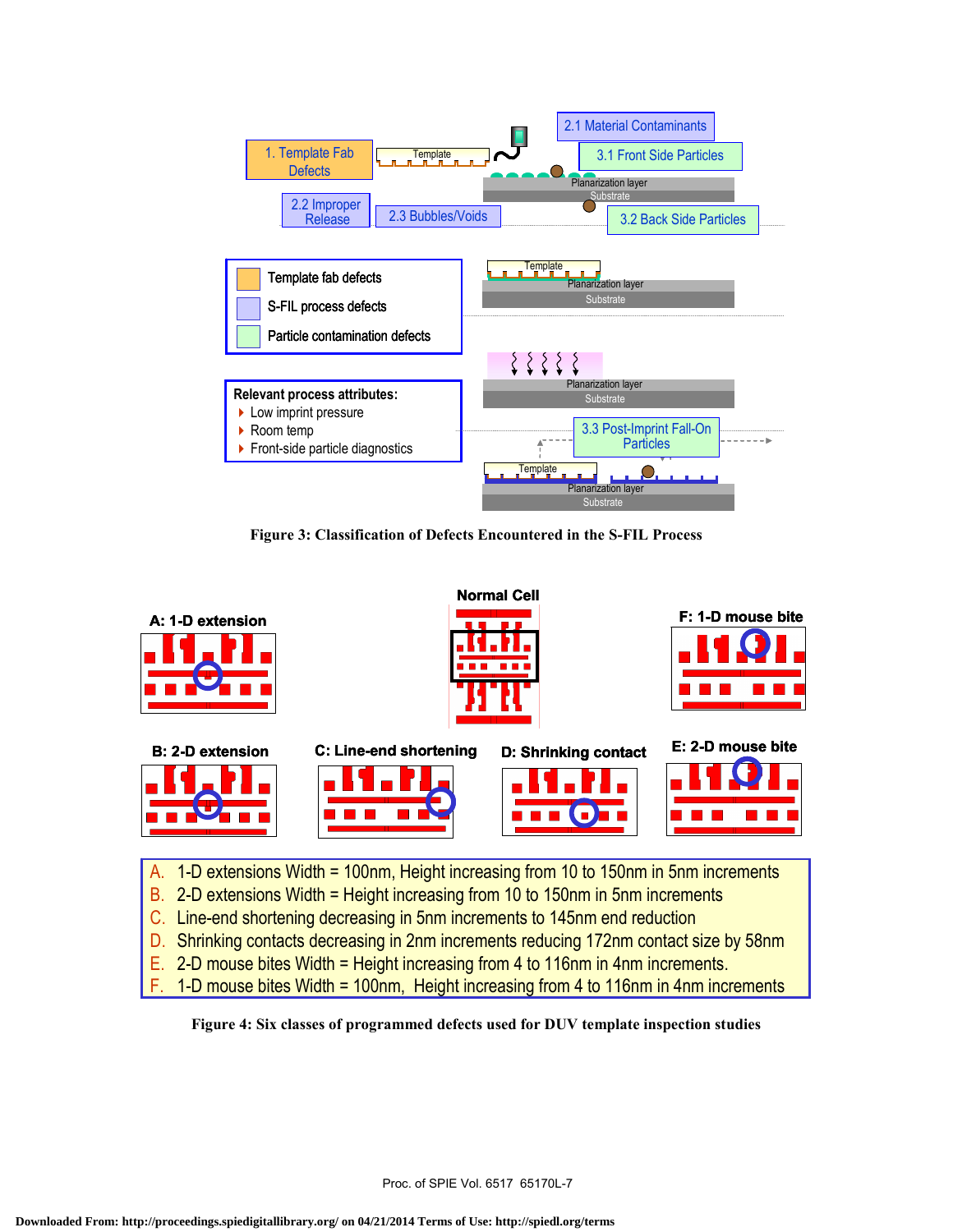Figure 3: Classification of Defects Encountered in the S-FIL Process

A. 1-D extensions Width = 100nm, Height increasing from 10 to 150nm in 5nm increments
B. 2-D extensions Width = Height increasing from 10 to 150nm in 5nm increments
C. Line-end shortening decreasing in 5nm increments to 145nm end reduction
D. Shrinking contacts decreasing in 2nm increments reducing 172nm contact size by 58nm
E. 2-D mouse bites Width = Height increasing from 4 to 116nm in 4nm increments.
F. 1-D mouse bites Width = 100nm, Height increasing from 4 to 116nm in 4nm increments

Figure 4: Six classes of programmed defects used for DUV template inspection studies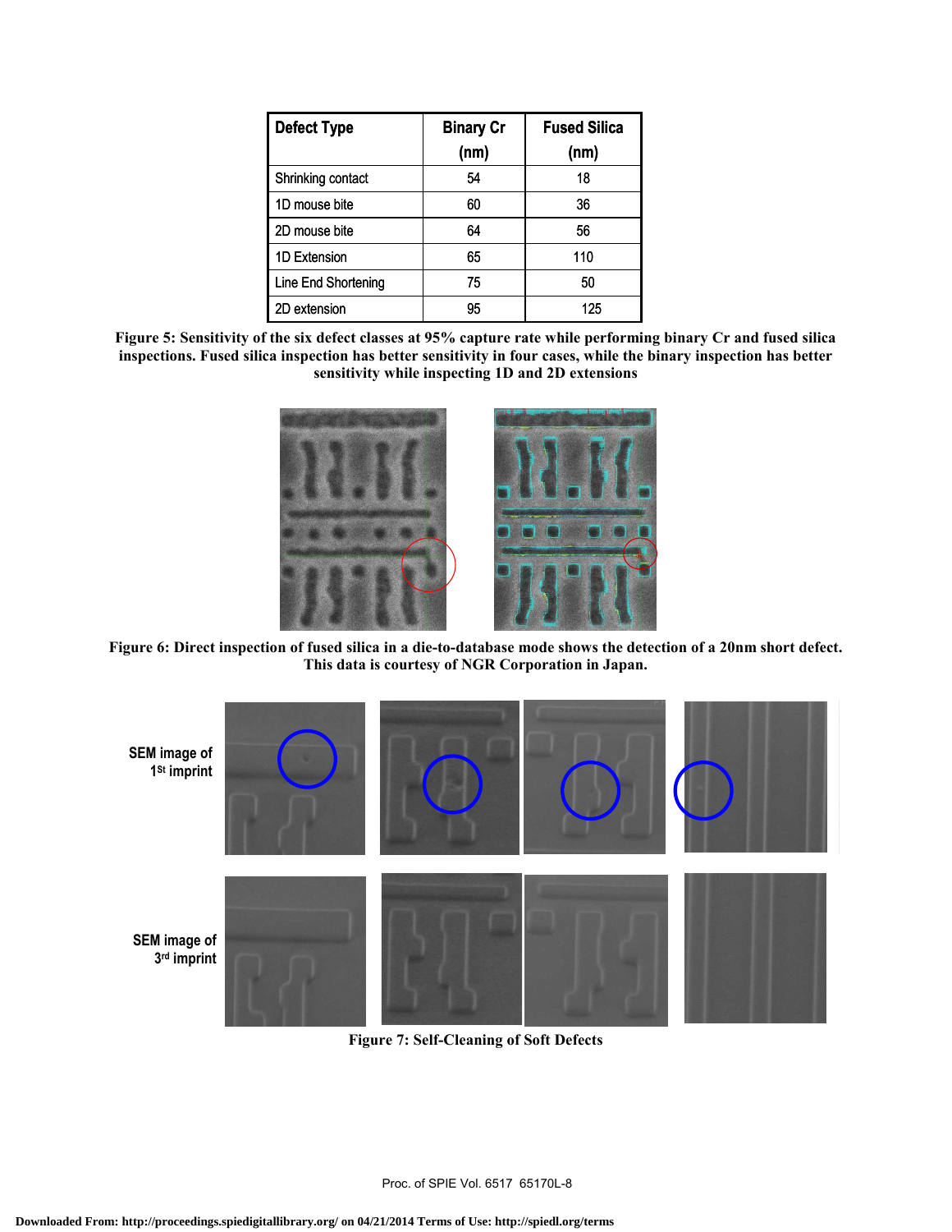| Defect Type | Binary Cr (nm) | Fused Silica (nm) |
|---|---|---|
| Shrinking contact | 54 | 18 |
| 1D mouse bite | 60 | 36 |
| 2D mouse bite | 64 | 56 |
| 1D Extension | 65 | 110 |
| Line End Shortening | 75 | 50 |
| 2D extension | 95 | 125 |

**Figure 5: Sensitivity of the six defect classes at 95% capture rate while performing binary Cr and fused silica inspections. Fused silica inspection has better sensitivity in four cases, while the binary inspection has better sensitivity while inspecting 1D and 2D extensions**

**Figure 6: Direct inspection of fused silica in a die-to-database mode shows the detection of a 20nm short defect. This data is courtesy of NGR Corporation in Japan.**

SEM image of 1[st] imprint

SEM image of 3[rd] imprint

**Figure 7: Self-Cleaning of Soft Defects**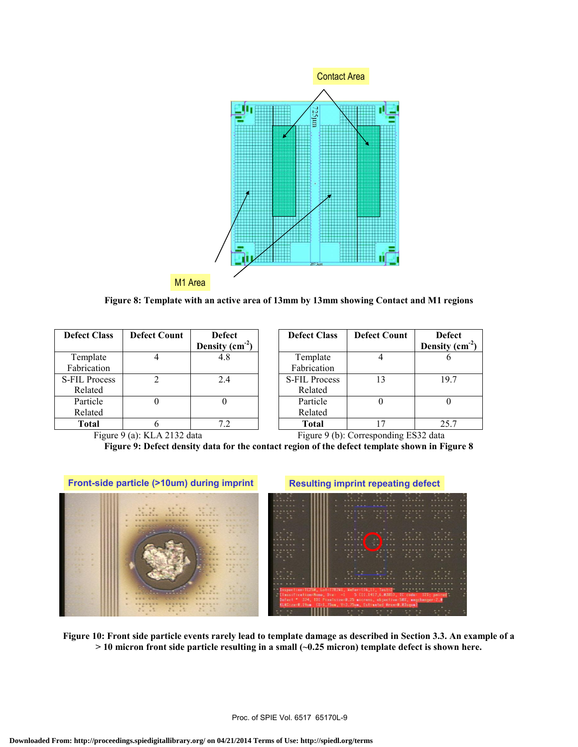Contact Area

M1 Area

**Figure 8: Template with an active area of 13mm by 13mm showing Contact and M1 regions**

| Defect Class | Defect Count | Defect Density ($cm^{-2}$) |
|---|---|---|
| Template Fabrication | 4 | 4.8 |
| S-FIL Process Related | 2 | 2.4 |
| Particle Related | 0 | 0 |
| **Total** | 6 | 7.2 |

Figure 9 (a): KLA 2132 data

| Defect Class | Defect Count | Defect Density ($cm^{-2}$) |
|---|---|---|
| Template Fabrication | 4 | 6 |
| S-FIL Process Related | 13 | 19.7 |
| Particle Related | 0 | 0 |
| **Total** | 17 | 25.7 |

Figure 9 (b): Corresponding ES32 data

**Figure 9: Defect density data for the contact region of the defect template shown in Figure 8**

Front-side particle (>10um) during imprint

Resulting imprint repeating defect

**Figure 10: Front side particle events rarely lead to template damage as described in Section 3.3. An example of a > 10 micron front side particle resulting in a small (~0.25 micron) template defect is shown here.**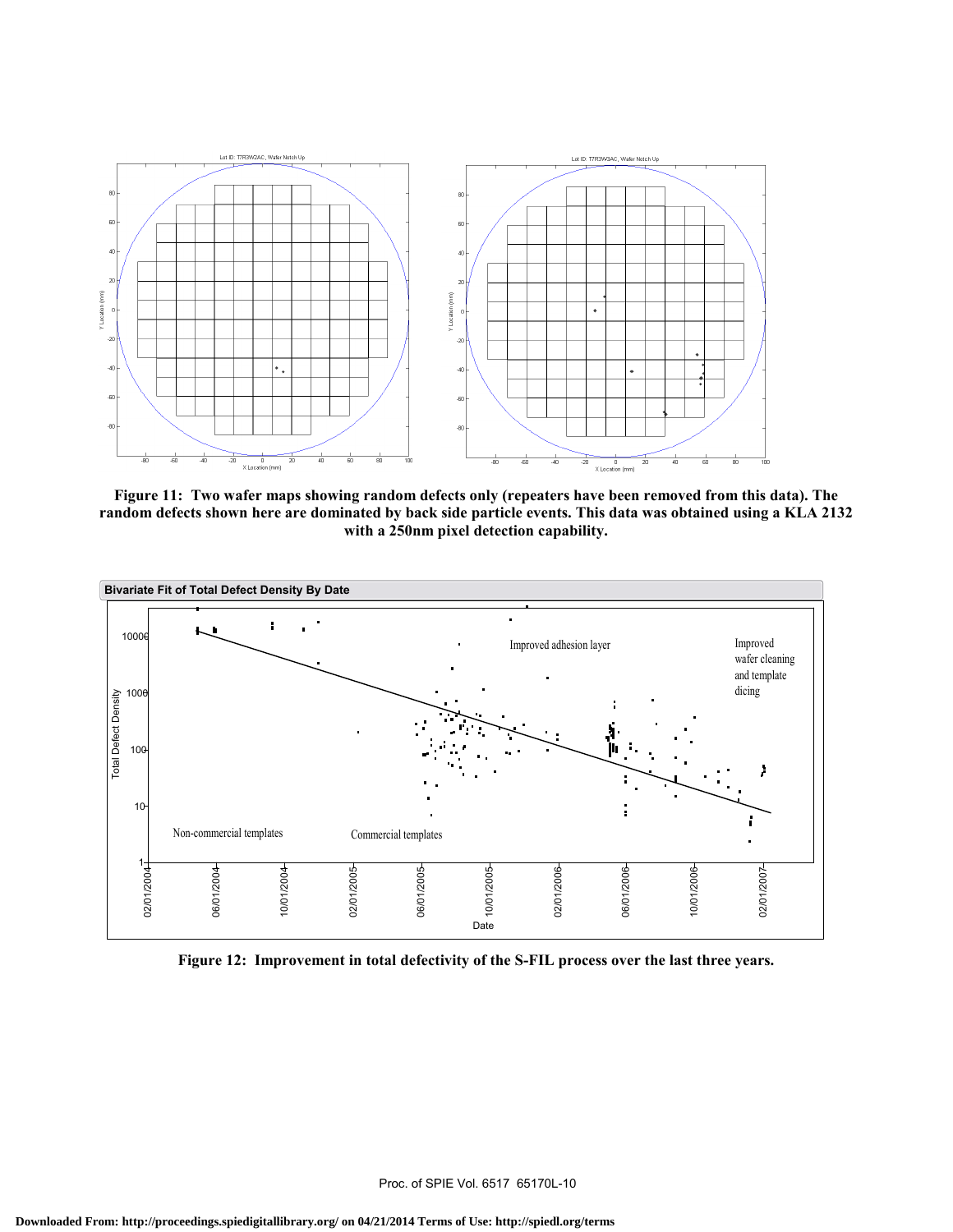Lot ID: T7R3W2AC, Wafer Notch Up

Lot ID: T7R3W3AC, Wafer Notch Up

Y Location (mm)

X Location (mm)

**Figure 11: Two wafer maps showing random defects only (repeaters have been removed from this data). The random defects shown here are dominated by back side particle events. This data was obtained using a KLA 2132 with a 250nm pixel detection capability.**

Bivariate Fit of Total Defect Density By Date

Total Defect Density

10000

1000

100

10

1

Improved adhesion layer

Improved wafer cleaning and template dicing

Non-commercial templates

Commercial templates

02/01/2004

06/01/2004

10/01/2004

02/01/2005

06/01/2005

10/01/2005

02/01/2006

06/01/2006

10/01/2006

02/01/2007

Date

**Figure 12: Improvement in total defectivity of the S-FIL process over the last three years.**